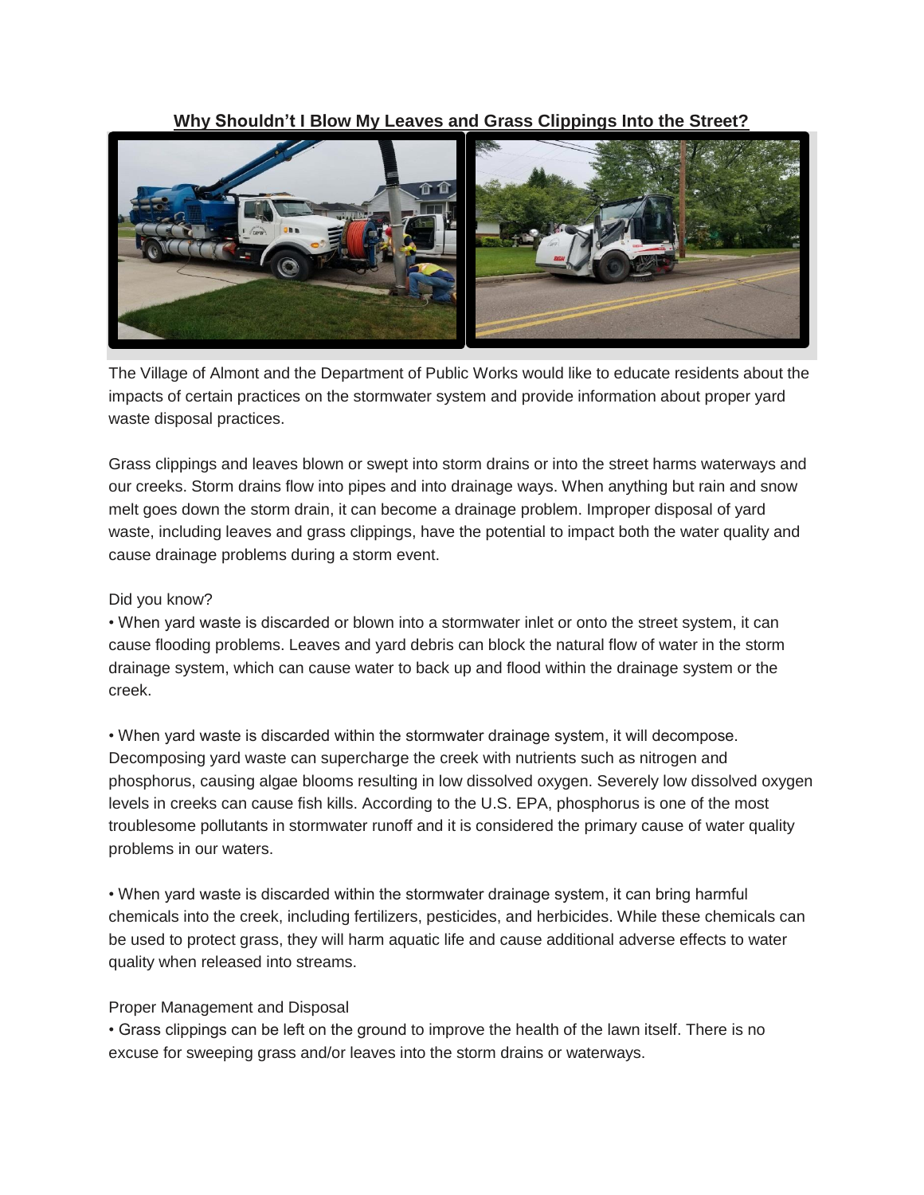# Why Shouldn't I Blow My Leaves and Grass Clippings Into the Street?

The Village of Almont and the Department of Public Works would like to educate residents about the impacts of certain practices on the stormwater system and provide information about proper yard waste disposal practices.

Grass clippings and leaves blown or swept into storm drains or into the street harms waterways and our creeks. Storm drains flow into pipes and into drainage ways. When anything but rain and snow melt goes down the storm drain, it can become a drainage problem. Improper disposal of yard waste, including leaves and grass clippings, have the potential to impact both the water quality and cause drainage problems during a storm event.

Did you know?

• When yard waste is discarded or blown into a stormwater inlet or onto the street system, it can cause flooding problems. Leaves and yard debris can block the natural flow of water in the storm drainage system, which can cause water to back up and flood within the drainage system or the creek.

• When yard waste is discarded within the stormwater drainage system, it will decompose. Decomposing yard waste can supercharge the creek with nutrients such as nitrogen and phosphorus, causing algae blooms resulting in low dissolved oxygen. Severely low dissolved oxygen levels in creeks can cause fish kills. According to the U.S. EPA, phosphorus is one of the most troublesome pollutants in stormwater runoff and it is considered the primary cause of water quality problems in our waters.

• When yard waste is discarded within the stormwater drainage system, it can bring harmful chemicals into the creek, including fertilizers, pesticides, and herbicides. While these chemicals can be used to protect grass, they will harm aquatic life and cause additional adverse effects to water quality when released into streams.

Proper Management and Disposal

• Grass clippings can be left on the ground to improve the health of the lawn itself. There is no excuse for sweeping grass and/or leaves into the storm drains or waterways.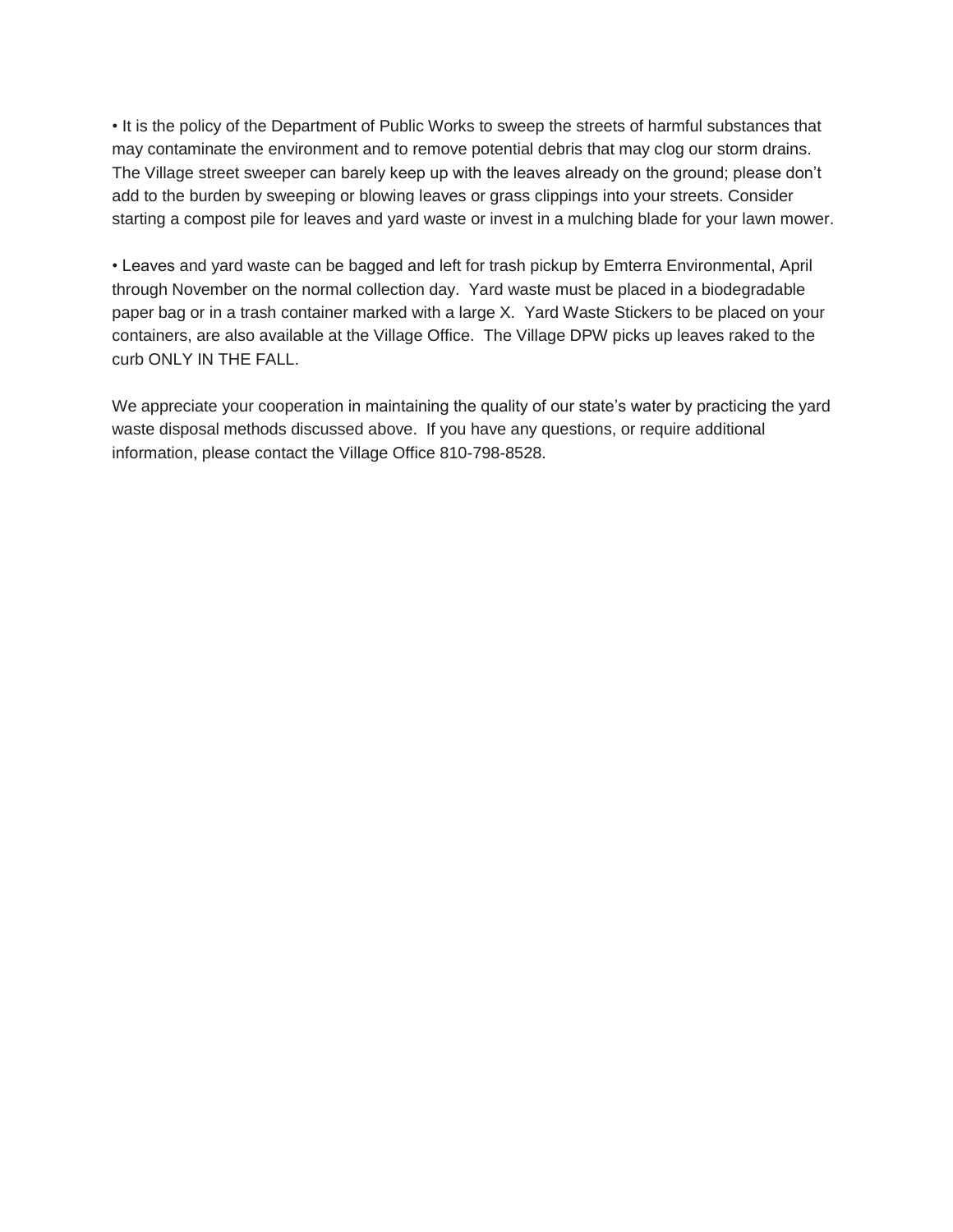• It is the policy of the Department of Public Works to sweep the streets of harmful substances that may contaminate the environment and to remove potential debris that may clog our storm drains. The Village street sweeper can barely keep up with the leaves already on the ground; please don't add to the burden by sweeping or blowing leaves or grass clippings into your streets. Consider starting a compost pile for leaves and yard waste or invest in a mulching blade for your lawn mower.

• Leaves and yard waste can be bagged and left for trash pickup by Emterra Environmental, April through November on the normal collection day. Yard waste must be placed in a biodegradable paper bag or in a trash container marked with a large X. Yard Waste Stickers to be placed on your containers, are also available at the Village Office. The Village DPW picks up leaves raked to the curb ONLY IN THE FALL.

We appreciate your cooperation in maintaining the quality of our state's water by practicing the yard waste disposal methods discussed above. If you have any questions, or require additional information, please contact the Village Office 810-798-8528.